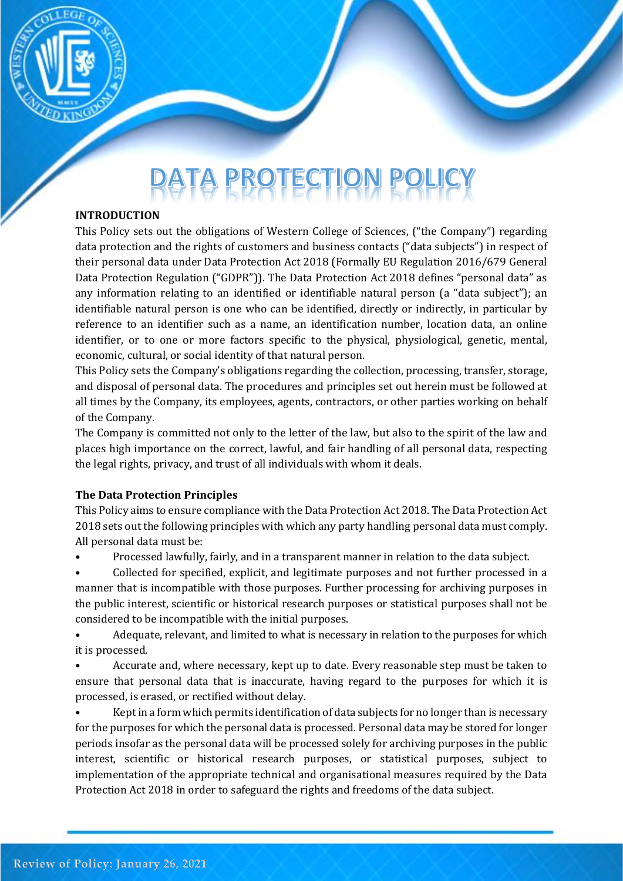# DATA PROTECTION POLICY

**INTRODUCTION**

This Policy sets out the obligations of Western College of Sciences, ("the Company") regarding data protection and the rights of customers and business contacts ("data subjects") in respect of their personal data under Data Protection Act 2018 (Formally EU Regulation 2016/679 General Data Protection Regulation ("GDPR")). The Data Protection Act 2018 defines "personal data" as any information relating to an identified or identifiable natural person (a "data subject"); an identifiable natural person is one who can be identified, directly or indirectly, in particular by reference to an identifier such as a name, an identification number, location data, an online identifier, or to one or more factors specific to the physical, physiological, genetic, mental, economic, cultural, or social identity of that natural person.

This Policy sets the Company's obligations regarding the collection, processing, transfer, storage, and disposal of personal data. The procedures and principles set out herein must be followed at all times by the Company, its employees, agents, contractors, or other parties working on behalf of the Company.

The Company is committed not only to the letter of the law, but also to the spirit of the law and places high importance on the correct, lawful, and fair handling of all personal data, respecting the legal rights, privacy, and trust of all individuals with whom it deals.

**The Data Protection Principles**

This Policy aims to ensure compliance with the Data Protection Act 2018. The Data Protection Act 2018 sets out the following principles with which any party handling personal data must comply. All personal data must be:

- Processed lawfully, fairly, and in a transparent manner in relation to the data subject.
- Collected for specified, explicit, and legitimate purposes and not further processed in a manner that is incompatible with those purposes. Further processing for archiving purposes in the public interest, scientific or historical research purposes or statistical purposes shall not be considered to be incompatible with the initial purposes.
- Adequate, relevant, and limited to what is necessary in relation to the purposes for which it is processed.
- Accurate and, where necessary, kept up to date. Every reasonable step must be taken to ensure that personal data that is inaccurate, having regard to the purposes for which it is processed, is erased, or rectified without delay.
- Kept in a form which permits identification of data subjects for no longer than is necessary for the purposes for which the personal data is processed. Personal data may be stored for longer periods insofar as the personal data will be processed solely for archiving purposes in the public interest, scientific or historical research purposes, or statistical purposes, subject to implementation of the appropriate technical and organisational measures required by the Data Protection Act 2018 in order to safeguard the rights and freedoms of the data subject.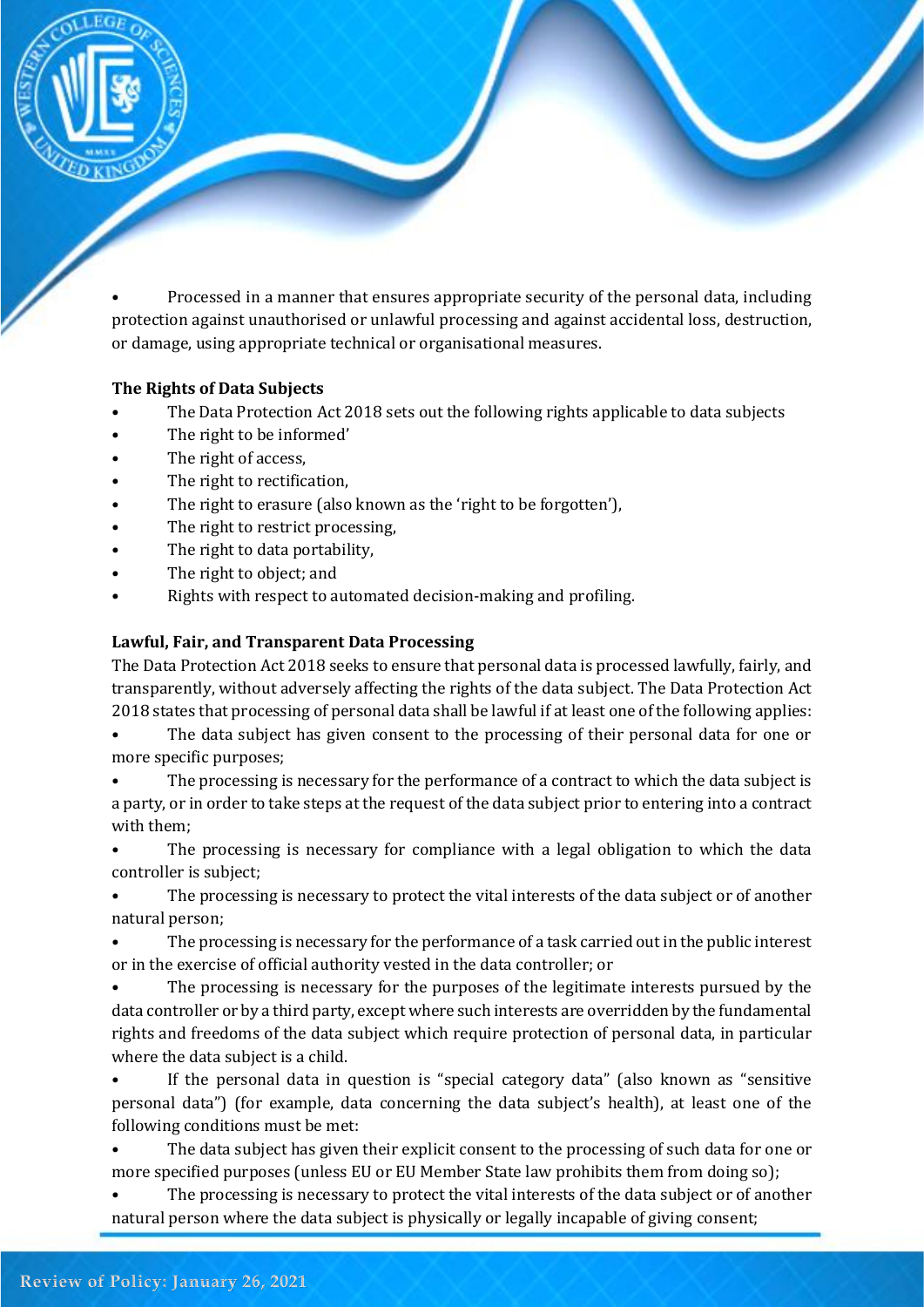- Processed in a manner that ensures appropriate security of the personal data, including protection against unauthorised or unlawful processing and against accidental loss, destruction, or damage, using appropriate technical or organisational measures.

**The Rights of Data Subjects**

- The Data Protection Act 2018 sets out the following rights applicable to data subjects
- The right to be informed'
- The right of access,
- The right to rectification,
- The right to erasure (also known as the 'right to be forgotten'),
- The right to restrict processing,
- The right to data portability,
- The right to object; and
- Rights with respect to automated decision-making and profiling.

**Lawful, Fair, and Transparent Data Processing**

The Data Protection Act 2018 seeks to ensure that personal data is processed lawfully, fairly, and transparently, without adversely affecting the rights of the data subject. The Data Protection Act 2018 states that processing of personal data shall be lawful if at least one of the following applies:

- The data subject has given consent to the processing of their personal data for one or more specific purposes;
- The processing is necessary for the performance of a contract to which the data subject is a party, or in order to take steps at the request of the data subject prior to entering into a contract with them;
- The processing is necessary for compliance with a legal obligation to which the data controller is subject;
- The processing is necessary to protect the vital interests of the data subject or of another natural person;
- The processing is necessary for the performance of a task carried out in the public interest or in the exercise of official authority vested in the data controller; or
- The processing is necessary for the purposes of the legitimate interests pursued by the data controller or by a third party, except where such interests are overridden by the fundamental rights and freedoms of the data subject which require protection of personal data, in particular where the data subject is a child.
- If the personal data in question is "special category data" (also known as "sensitive personal data") (for example, data concerning the data subject's health), at least one of the following conditions must be met:
- The data subject has given their explicit consent to the processing of such data for one or more specified purposes (unless EU or EU Member State law prohibits them from doing so);
- The processing is necessary to protect the vital interests of the data subject or of another natural person where the data subject is physically or legally incapable of giving consent;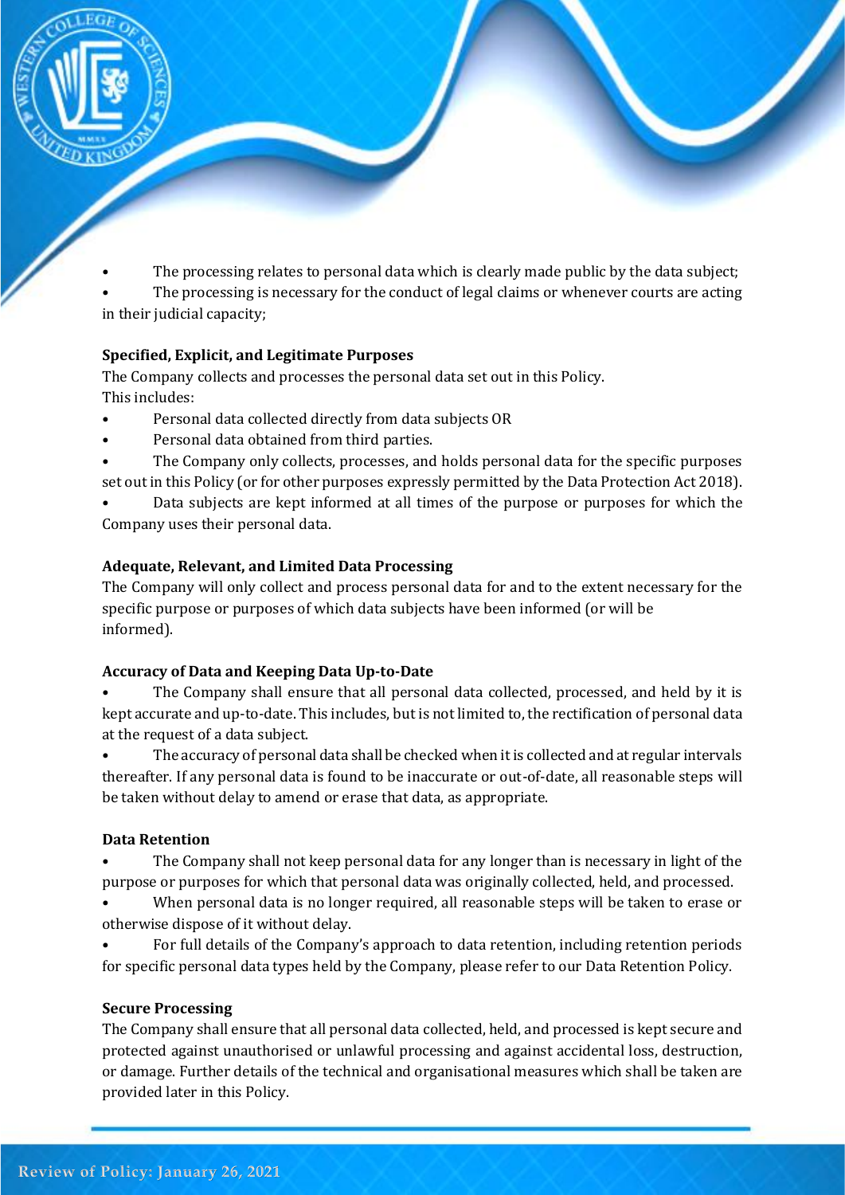- The processing relates to personal data which is clearly made public by the data subject;
- The processing is necessary for the conduct of legal claims or whenever courts are acting in their judicial capacity;

**Specified, Explicit, and Legitimate Purposes**

The Company collects and processes the personal data set out in this Policy.
This includes:

- Personal data collected directly from data subjects OR
- Personal data obtained from third parties.
- The Company only collects, processes, and holds personal data for the specific purposes set out in this Policy (or for other purposes expressly permitted by the Data Protection Act 2018).
- Data subjects are kept informed at all times of the purpose or purposes for which the Company uses their personal data.

**Adequate, Relevant, and Limited Data Processing**

The Company will only collect and process personal data for and to the extent necessary for the specific purpose or purposes of which data subjects have been informed (or will be informed).

**Accuracy of Data and Keeping Data Up-to-Date**

- The Company shall ensure that all personal data collected, processed, and held by it is kept accurate and up-to-date. This includes, but is not limited to, the rectification of personal data at the request of a data subject.
- The accuracy of personal data shall be checked when it is collected and at regular intervals thereafter. If any personal data is found to be inaccurate or out-of-date, all reasonable steps will be taken without delay to amend or erase that data, as appropriate.

**Data Retention**

- The Company shall not keep personal data for any longer than is necessary in light of the purpose or purposes for which that personal data was originally collected, held, and processed.
- When personal data is no longer required, all reasonable steps will be taken to erase or otherwise dispose of it without delay.
- For full details of the Company's approach to data retention, including retention periods for specific personal data types held by the Company, please refer to our Data Retention Policy.

**Secure Processing**

The Company shall ensure that all personal data collected, held, and processed is kept secure and protected against unauthorised or unlawful processing and against accidental loss, destruction, or damage. Further details of the technical and organisational measures which shall be taken are provided later in this Policy.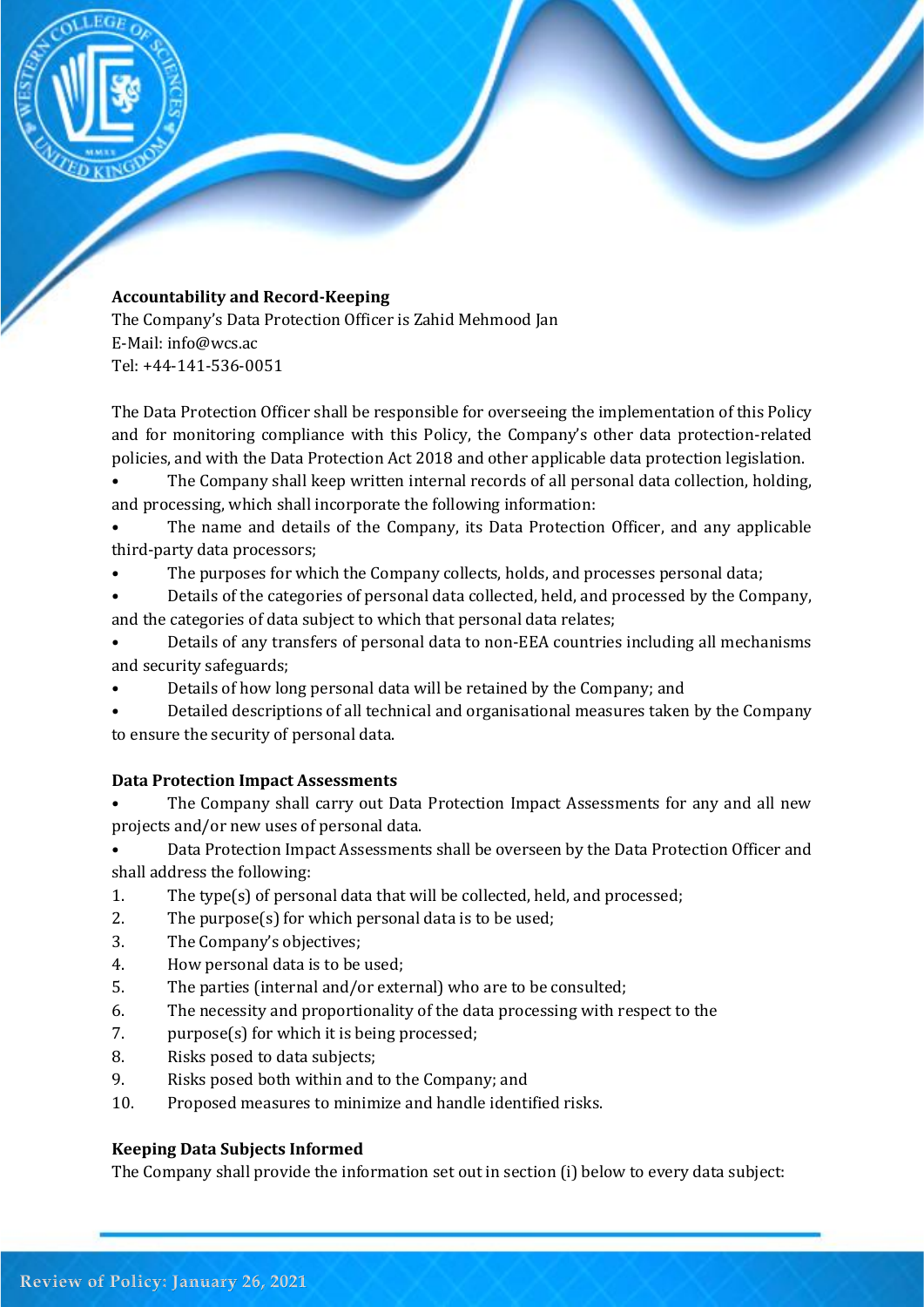**Accountability and Record-Keeping**

The Company's Data Protection Officer is Zahid Mehmood Jan
E-Mail: info@wcs.ac
Tel: +44-141-536-0051

The Data Protection Officer shall be responsible for overseeing the implementation of this Policy and for monitoring compliance with this Policy, the Company's other data protection-related policies, and with the Data Protection Act 2018 and other applicable data protection legislation.

- The Company shall keep written internal records of all personal data collection, holding, and processing, which shall incorporate the following information:
- The name and details of the Company, its Data Protection Officer, and any applicable third-party data processors;
- The purposes for which the Company collects, holds, and processes personal data;
- Details of the categories of personal data collected, held, and processed by the Company, and the categories of data subject to which that personal data relates;
- Details of any transfers of personal data to non-EEA countries including all mechanisms and security safeguards;
- Details of how long personal data will be retained by the Company; and
- Detailed descriptions of all technical and organisational measures taken by the Company to ensure the security of personal data.

**Data Protection Impact Assessments**

- The Company shall carry out Data Protection Impact Assessments for any and all new projects and/or new uses of personal data.
- Data Protection Impact Assessments shall be overseen by the Data Protection Officer and shall address the following:

1. The type(s) of personal data that will be collected, held, and processed;
2. The purpose(s) for which personal data is to be used;
3. The Company's objectives;
4. How personal data is to be used;
5. The parties (internal and/or external) who are to be consulted;
6. The necessity and proportionality of the data processing with respect to the
7. purpose(s) for which it is being processed;
8. Risks posed to data subjects;
9. Risks posed both within and to the Company; and
10. Proposed measures to minimize and handle identified risks.

**Keeping Data Subjects Informed**

The Company shall provide the information set out in section (i) below to every data subject: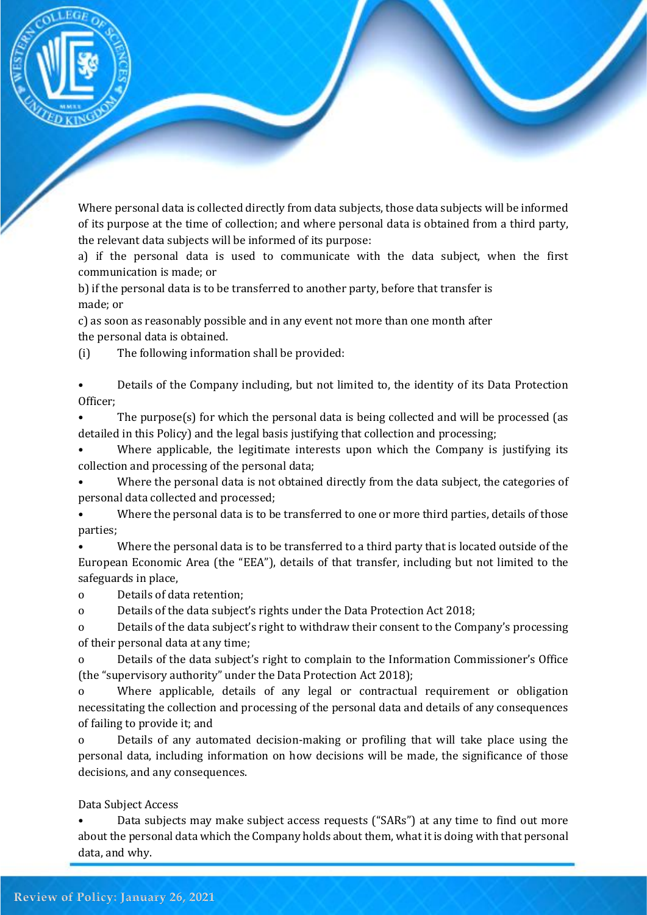Where personal data is collected directly from data subjects, those data subjects will be informed of its purpose at the time of collection; and where personal data is obtained from a third party, the relevant data subjects will be informed of its purpose:

a) if the personal data is used to communicate with the data subject, when the first communication is made; or

b) if the personal data is to be transferred to another party, before that transfer is made; or

c) as soon as reasonably possible and in any event not more than one month after the personal data is obtained.

(i) The following information shall be provided:

- Details of the Company including, but not limited to, the identity of its Data Protection Officer;
- The purpose(s) for which the personal data is being collected and will be processed (as detailed in this Policy) and the legal basis justifying that collection and processing;
- Where applicable, the legitimate interests upon which the Company is justifying its collection and processing of the personal data;
- Where the personal data is not obtained directly from the data subject, the categories of personal data collected and processed;
- Where the personal data is to be transferred to one or more third parties, details of those parties;
- Where the personal data is to be transferred to a third party that is located outside of the European Economic Area (the "EEA"), details of that transfer, including but not limited to the safeguards in place,
  - Details of data retention;
  - Details of the data subject's rights under the Data Protection Act 2018;
  - Details of the data subject's right to withdraw their consent to the Company's processing of their personal data at any time;
  - Details of the data subject's right to complain to the Information Commissioner's Office (the "supervisory authority" under the Data Protection Act 2018);
  - Where applicable, details of any legal or contractual requirement or obligation necessitating the collection and processing of the personal data and details of any consequences of failing to provide it; and
  - Details of any automated decision-making or profiling that will take place using the personal data, including information on how decisions will be made, the significance of those decisions, and any consequences.

Data Subject Access

- Data subjects may make subject access requests ("SARs") at any time to find out more about the personal data which the Company holds about them, what it is doing with that personal data, and why.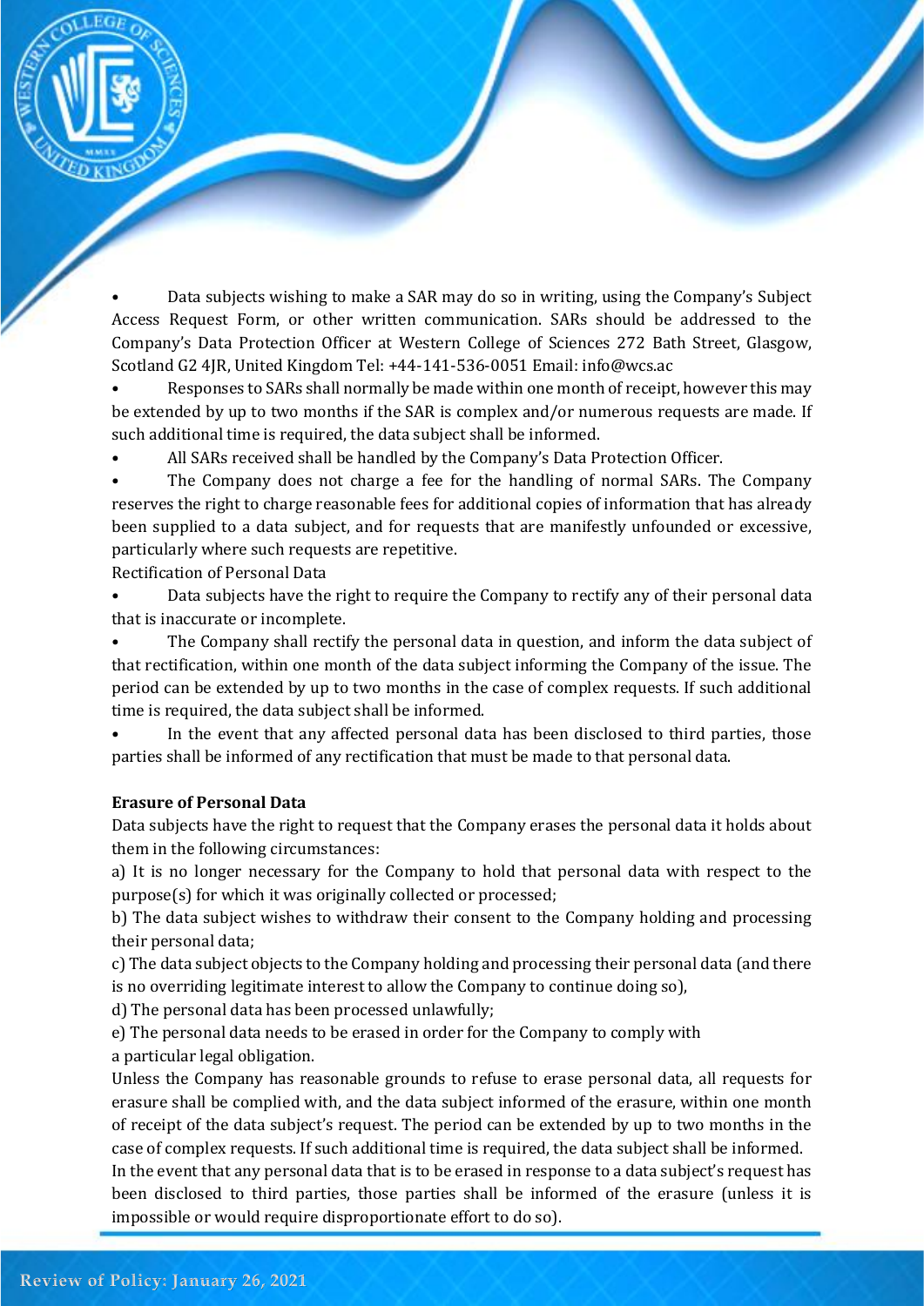- Data subjects wishing to make a SAR may do so in writing, using the Company's Subject Access Request Form, or other written communication. SARs should be addressed to the Company's Data Protection Officer at Western College of Sciences 272 Bath Street, Glasgow, Scotland G2 4JR, United Kingdom Tel: +44-141-536-0051 Email: info@wcs.ac
- Responses to SARs shall normally be made within one month of receipt, however this may be extended by up to two months if the SAR is complex and/or numerous requests are made. If such additional time is required, the data subject shall be informed.
- All SARs received shall be handled by the Company's Data Protection Officer.
- The Company does not charge a fee for the handling of normal SARs. The Company reserves the right to charge reasonable fees for additional copies of information that has already been supplied to a data subject, and for requests that are manifestly unfounded or excessive, particularly where such requests are repetitive.

Rectification of Personal Data

- Data subjects have the right to require the Company to rectify any of their personal data that is inaccurate or incomplete.
- The Company shall rectify the personal data in question, and inform the data subject of that rectification, within one month of the data subject informing the Company of the issue. The period can be extended by up to two months in the case of complex requests. If such additional time is required, the data subject shall be informed.
- In the event that any affected personal data has been disclosed to third parties, those parties shall be informed of any rectification that must be made to that personal data.

**Erasure of Personal Data**

Data subjects have the right to request that the Company erases the personal data it holds about them in the following circumstances:

a) It is no longer necessary for the Company to hold that personal data with respect to the purpose(s) for which it was originally collected or processed;

b) The data subject wishes to withdraw their consent to the Company holding and processing their personal data;

c) The data subject objects to the Company holding and processing their personal data (and there is no overriding legitimate interest to allow the Company to continue doing so),

d) The personal data has been processed unlawfully;

e) The personal data needs to be erased in order for the Company to comply with a particular legal obligation.

Unless the Company has reasonable grounds to refuse to erase personal data, all requests for erasure shall be complied with, and the data subject informed of the erasure, within one month of receipt of the data subject's request. The period can be extended by up to two months in the case of complex requests. If such additional time is required, the data subject shall be informed.

In the event that any personal data that is to be erased in response to a data subject's request has been disclosed to third parties, those parties shall be informed of the erasure (unless it is impossible or would require disproportionate effort to do so).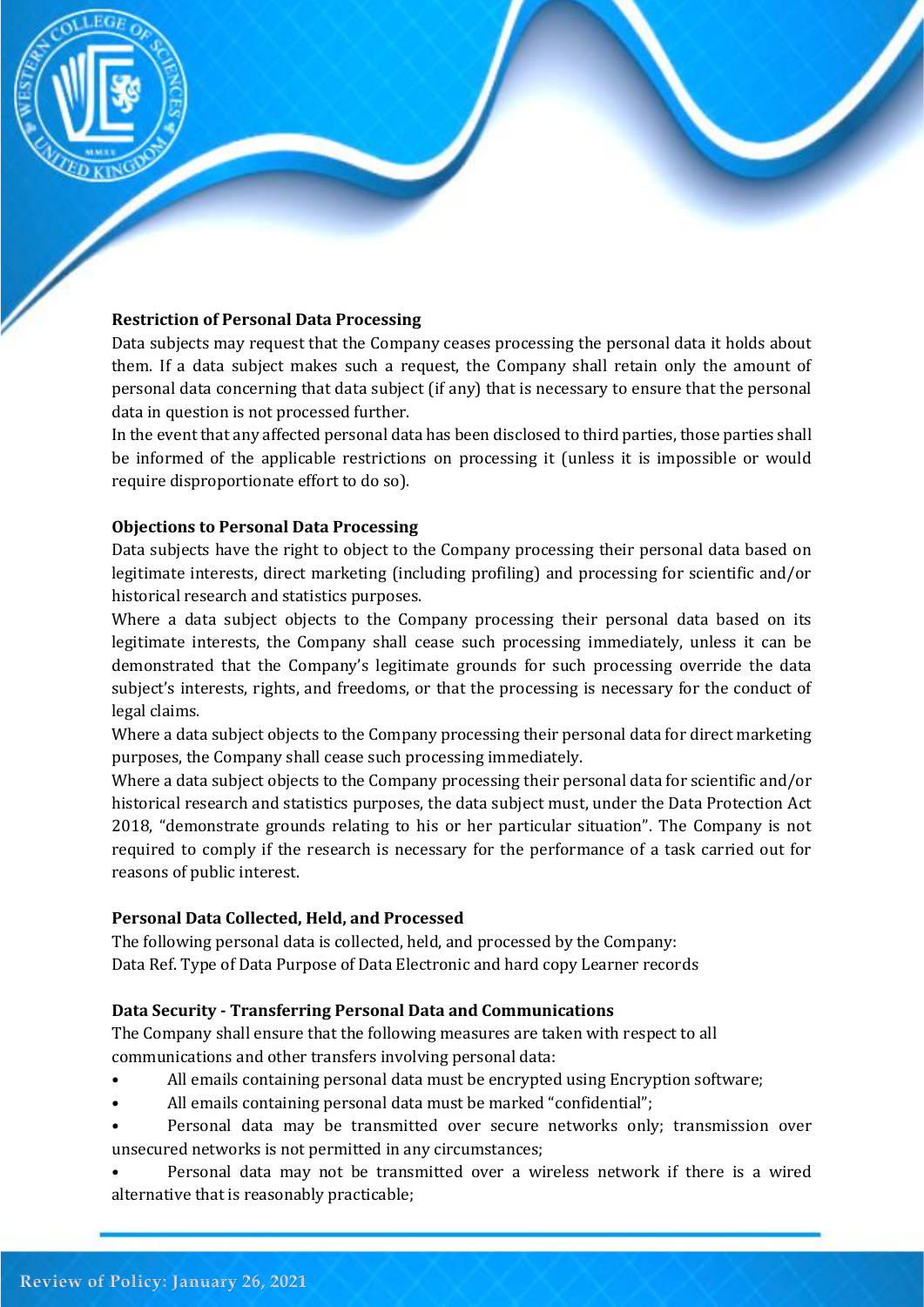**Restriction of Personal Data Processing**

Data subjects may request that the Company ceases processing the personal data it holds about them. If a data subject makes such a request, the Company shall retain only the amount of personal data concerning that data subject (if any) that is necessary to ensure that the personal data in question is not processed further.

In the event that any affected personal data has been disclosed to third parties, those parties shall be informed of the applicable restrictions on processing it (unless it is impossible or would require disproportionate effort to do so).

**Objections to Personal Data Processing**

Data subjects have the right to object to the Company processing their personal data based on legitimate interests, direct marketing (including profiling) and processing for scientific and/or historical research and statistics purposes.

Where a data subject objects to the Company processing their personal data based on its legitimate interests, the Company shall cease such processing immediately, unless it can be demonstrated that the Company's legitimate grounds for such processing override the data subject's interests, rights, and freedoms, or that the processing is necessary for the conduct of legal claims.

Where a data subject objects to the Company processing their personal data for direct marketing purposes, the Company shall cease such processing immediately.

Where a data subject objects to the Company processing their personal data for scientific and/or historical research and statistics purposes, the data subject must, under the Data Protection Act 2018, "demonstrate grounds relating to his or her particular situation". The Company is not required to comply if the research is necessary for the performance of a task carried out for reasons of public interest.

**Personal Data Collected, Held, and Processed**

The following personal data is collected, held, and processed by the Company:

Data Ref. Type of Data Purpose of Data Electronic and hard copy Learner records

**Data Security - Transferring Personal Data and Communications**

The Company shall ensure that the following measures are taken with respect to all communications and other transfers involving personal data:

- All emails containing personal data must be encrypted using Encryption software;
- All emails containing personal data must be marked "confidential";
- Personal data may be transmitted over secure networks only; transmission over unsecured networks is not permitted in any circumstances;
- Personal data may not be transmitted over a wireless network if there is a wired alternative that is reasonably practicable;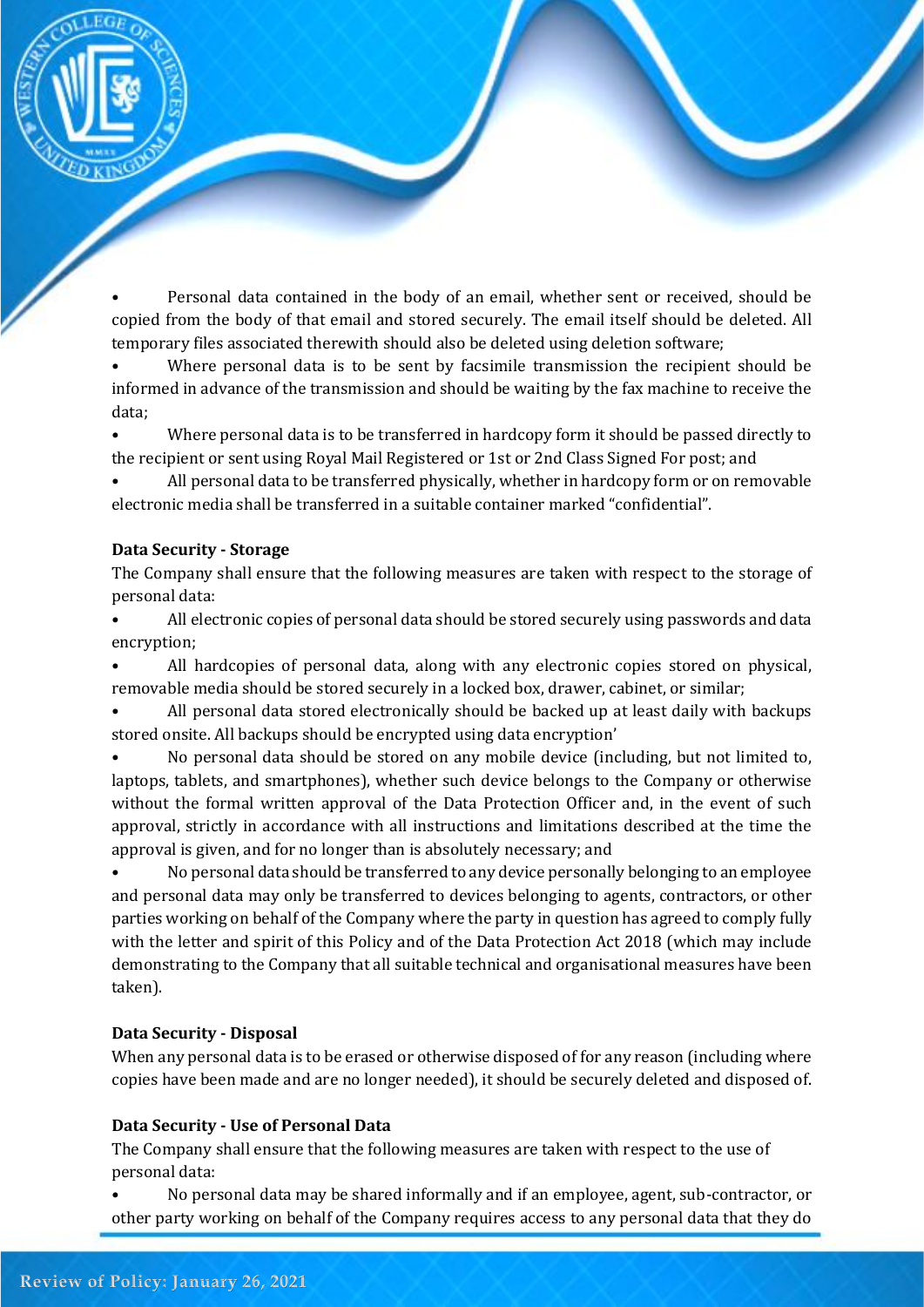- Personal data contained in the body of an email, whether sent or received, should be copied from the body of that email and stored securely. The email itself should be deleted. All temporary files associated therewith should also be deleted using deletion software;
- Where personal data is to be sent by facsimile transmission the recipient should be informed in advance of the transmission and should be waiting by the fax machine to receive the data;
- Where personal data is to be transferred in hardcopy form it should be passed directly to the recipient or sent using Royal Mail Registered or 1st or 2nd Class Signed For post; and
- All personal data to be transferred physically, whether in hardcopy form or on removable electronic media shall be transferred in a suitable container marked "confidential".

**Data Security - Storage**

The Company shall ensure that the following measures are taken with respect to the storage of personal data:

- All electronic copies of personal data should be stored securely using passwords and data encryption;
- All hardcopies of personal data, along with any electronic copies stored on physical, removable media should be stored securely in a locked box, drawer, cabinet, or similar;
- All personal data stored electronically should be backed up at least daily with backups stored onsite. All backups should be encrypted using data encryption'
- No personal data should be stored on any mobile device (including, but not limited to, laptops, tablets, and smartphones), whether such device belongs to the Company or otherwise without the formal written approval of the Data Protection Officer and, in the event of such approval, strictly in accordance with all instructions and limitations described at the time the approval is given, and for no longer than is absolutely necessary; and
- No personal data should be transferred to any device personally belonging to an employee and personal data may only be transferred to devices belonging to agents, contractors, or other parties working on behalf of the Company where the party in question has agreed to comply fully with the letter and spirit of this Policy and of the Data Protection Act 2018 (which may include demonstrating to the Company that all suitable technical and organisational measures have been taken).

**Data Security - Disposal**

When any personal data is to be erased or otherwise disposed of for any reason (including where copies have been made and are no longer needed), it should be securely deleted and disposed of.

**Data Security - Use of Personal Data**

The Company shall ensure that the following measures are taken with respect to the use of personal data:

- No personal data may be shared informally and if an employee, agent, sub-contractor, or other party working on behalf of the Company requires access to any personal data that they do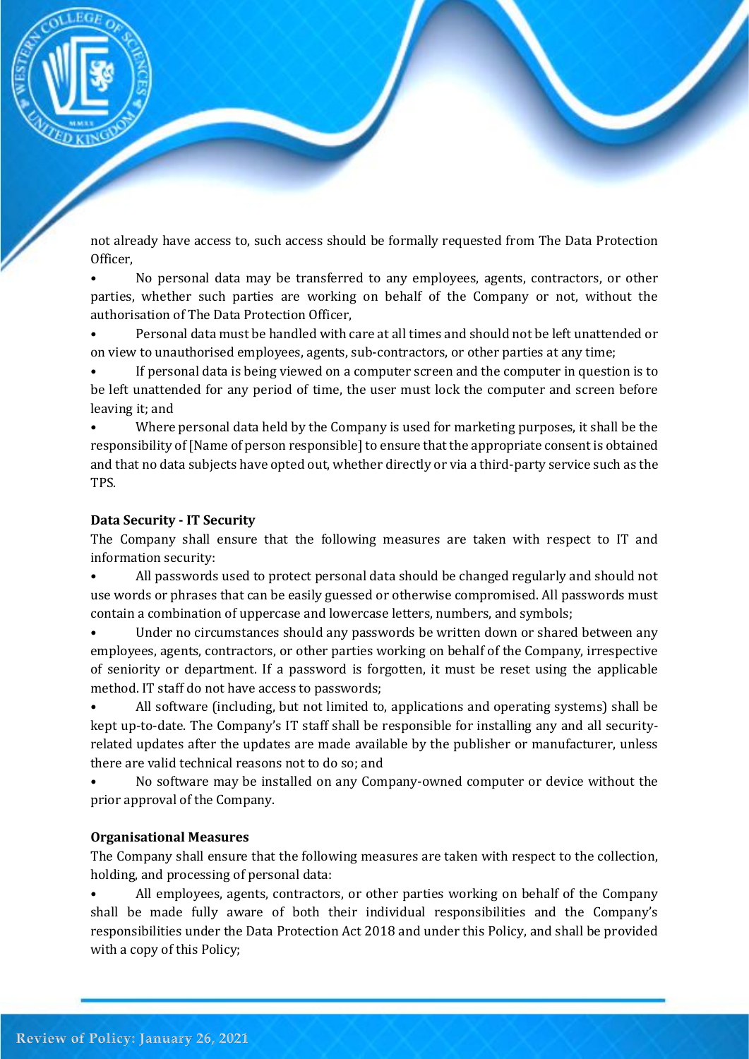not already have access to, such access should be formally requested from The Data Protection Officer,

- No personal data may be transferred to any employees, agents, contractors, or other parties, whether such parties are working on behalf of the Company or not, without the authorisation of The Data Protection Officer,
- Personal data must be handled with care at all times and should not be left unattended or on view to unauthorised employees, agents, sub-contractors, or other parties at any time;
- If personal data is being viewed on a computer screen and the computer in question is to be left unattended for any period of time, the user must lock the computer and screen before leaving it; and
- Where personal data held by the Company is used for marketing purposes, it shall be the responsibility of [Name of person responsible] to ensure that the appropriate consent is obtained and that no data subjects have opted out, whether directly or via a third-party service such as the TPS.

**Data Security - IT Security**

The Company shall ensure that the following measures are taken with respect to IT and information security:

- All passwords used to protect personal data should be changed regularly and should not use words or phrases that can be easily guessed or otherwise compromised. All passwords must contain a combination of uppercase and lowercase letters, numbers, and symbols;
- Under no circumstances should any passwords be written down or shared between any employees, agents, contractors, or other parties working on behalf of the Company, irrespective of seniority or department. If a password is forgotten, it must be reset using the applicable method. IT staff do not have access to passwords;
- All software (including, but not limited to, applications and operating systems) shall be kept up-to-date. The Company's IT staff shall be responsible for installing any and all security-related updates after the updates are made available by the publisher or manufacturer, unless there are valid technical reasons not to do so; and
- No software may be installed on any Company-owned computer or device without the prior approval of the Company.

**Organisational Measures**

The Company shall ensure that the following measures are taken with respect to the collection, holding, and processing of personal data:

- All employees, agents, contractors, or other parties working on behalf of the Company shall be made fully aware of both their individual responsibilities and the Company's responsibilities under the Data Protection Act 2018 and under this Policy, and shall be provided with a copy of this Policy;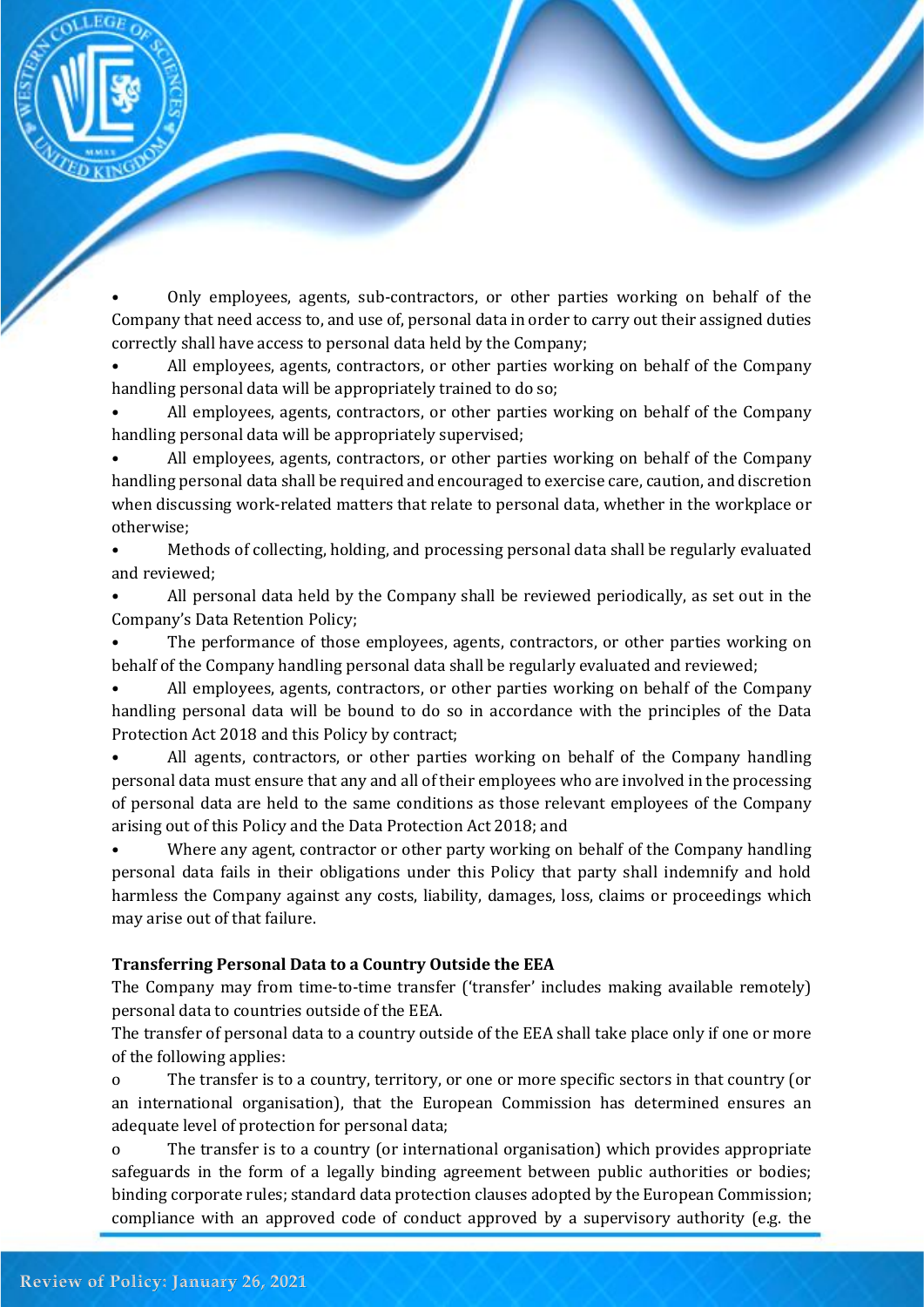- Only employees, agents, sub-contractors, or other parties working on behalf of the Company that need access to, and use of, personal data in order to carry out their assigned duties correctly shall have access to personal data held by the Company;
- All employees, agents, contractors, or other parties working on behalf of the Company handling personal data will be appropriately trained to do so;
- All employees, agents, contractors, or other parties working on behalf of the Company handling personal data will be appropriately supervised;
- All employees, agents, contractors, or other parties working on behalf of the Company handling personal data shall be required and encouraged to exercise care, caution, and discretion when discussing work-related matters that relate to personal data, whether in the workplace or otherwise;
- Methods of collecting, holding, and processing personal data shall be regularly evaluated and reviewed;
- All personal data held by the Company shall be reviewed periodically, as set out in the Company's Data Retention Policy;
- The performance of those employees, agents, contractors, or other parties working on behalf of the Company handling personal data shall be regularly evaluated and reviewed;
- All employees, agents, contractors, or other parties working on behalf of the Company handling personal data will be bound to do so in accordance with the principles of the Data Protection Act 2018 and this Policy by contract;
- All agents, contractors, or other parties working on behalf of the Company handling personal data must ensure that any and all of their employees who are involved in the processing of personal data are held to the same conditions as those relevant employees of the Company arising out of this Policy and the Data Protection Act 2018; and
- Where any agent, contractor or other party working on behalf of the Company handling personal data fails in their obligations under this Policy that party shall indemnify and hold harmless the Company against any costs, liability, damages, loss, claims or proceedings which may arise out of that failure.

**Transferring Personal Data to a Country Outside the EEA**

The Company may from time-to-time transfer ('transfer' includes making available remotely) personal data to countries outside of the EEA.

The transfer of personal data to a country outside of the EEA shall take place only if one or more of the following applies:

- The transfer is to a country, territory, or one or more specific sectors in that country (or an international organisation), that the European Commission has determined ensures an adequate level of protection for personal data;
- The transfer is to a country (or international organisation) which provides appropriate safeguards in the form of a legally binding agreement between public authorities or bodies; binding corporate rules; standard data protection clauses adopted by the European Commission; compliance with an approved code of conduct approved by a supervisory authority (e.g. the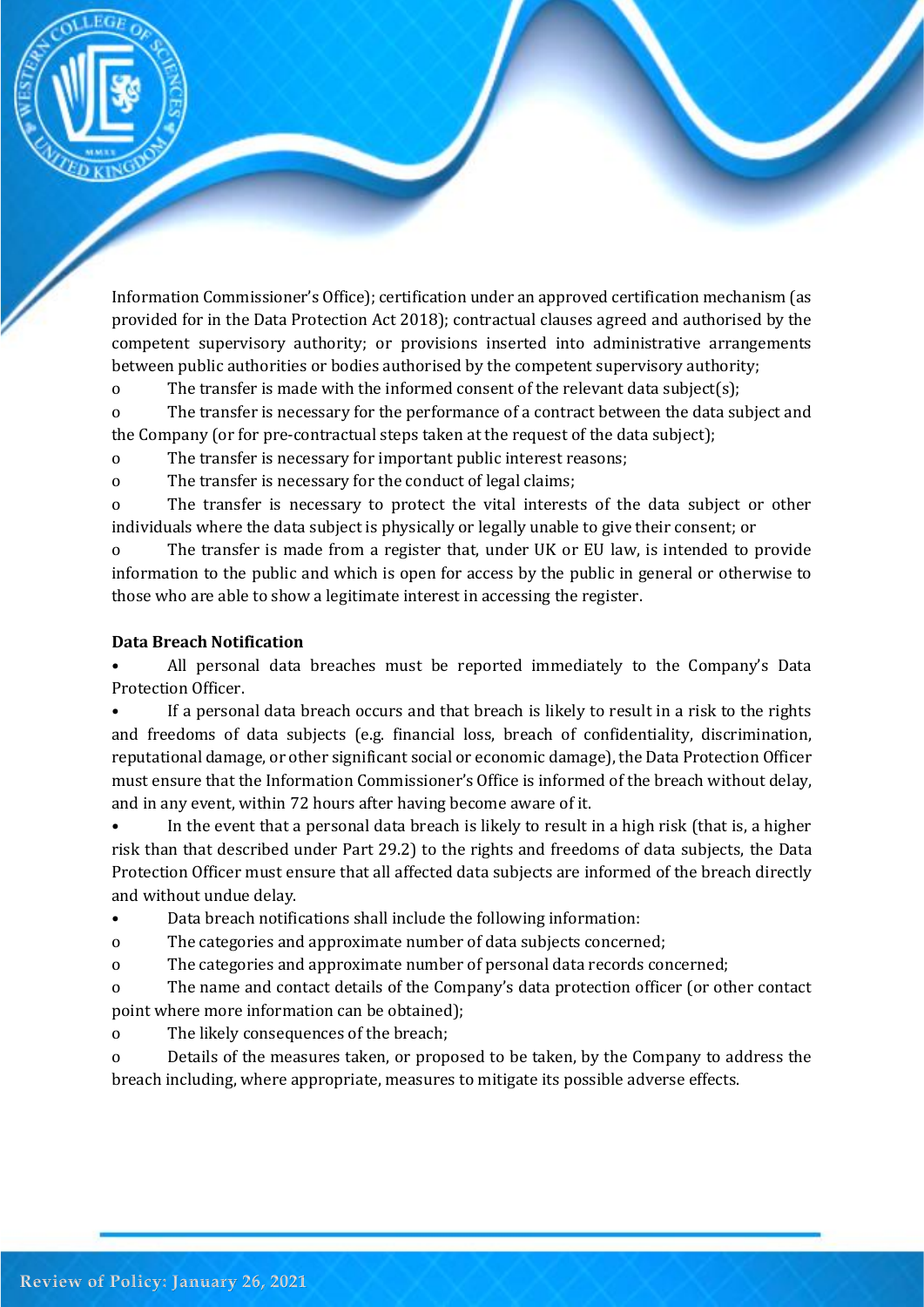Information Commissioner's Office); certification under an approved certification mechanism (as provided for in the Data Protection Act 2018); contractual clauses agreed and authorised by the competent supervisory authority; or provisions inserted into administrative arrangements between public authorities or bodies authorised by the competent supervisory authority;

- The transfer is made with the informed consent of the relevant data subject(s);
- The transfer is necessary for the performance of a contract between the data subject and the Company (or for pre-contractual steps taken at the request of the data subject);
- The transfer is necessary for important public interest reasons;
- The transfer is necessary for the conduct of legal claims;
- The transfer is necessary to protect the vital interests of the data subject or other individuals where the data subject is physically or legally unable to give their consent; or
- The transfer is made from a register that, under UK or EU law, is intended to provide information to the public and which is open for access by the public in general or otherwise to those who are able to show a legitimate interest in accessing the register.

**Data Breach Notification**

- All personal data breaches must be reported immediately to the Company's Data Protection Officer.
- If a personal data breach occurs and that breach is likely to result in a risk to the rights and freedoms of data subjects (e.g. financial loss, breach of confidentiality, discrimination, reputational damage, or other significant social or economic damage), the Data Protection Officer must ensure that the Information Commissioner's Office is informed of the breach without delay, and in any event, within 72 hours after having become aware of it.
- In the event that a personal data breach is likely to result in a high risk (that is, a higher risk than that described under Part 29.2) to the rights and freedoms of data subjects, the Data Protection Officer must ensure that all affected data subjects are informed of the breach directly and without undue delay.
- Data breach notifications shall include the following information:
  - The categories and approximate number of data subjects concerned;
  - The categories and approximate number of personal data records concerned;
  - The name and contact details of the Company's data protection officer (or other contact point where more information can be obtained);
  - The likely consequences of the breach;
  - Details of the measures taken, or proposed to be taken, by the Company to address the breach including, where appropriate, measures to mitigate its possible adverse effects.